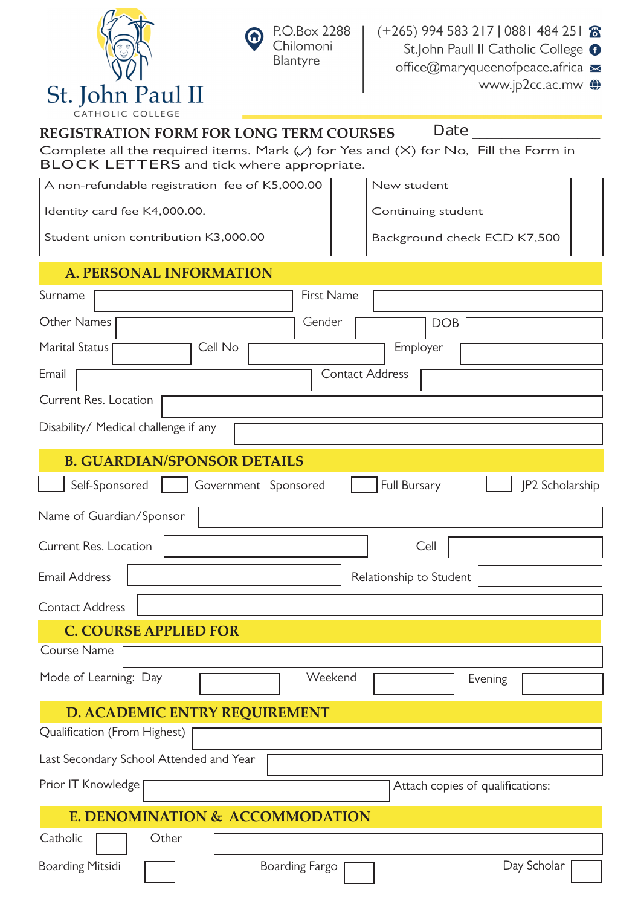St. John Paul II
CATHOLIC COLLEGE

P.O.Box 2288
Chilomoni
Blantyre

(+265) 994 583 217 | 0881 484 251
St.John Paull II Catholic College
office@maryqueenofpeace.africa
www.jp2cc.ac.mw

## REGISTRATION FORM FOR LONG TERM COURSES

Date ______________

Complete all the required items. Mark (✓) for Yes and (✗) for No, Fill the Form in BLOCK LETTERS and tick where appropriate.

| A non-refundable registration fee of K5,000.00 | | New student | |
|---|---|---|---|
| Identity card fee K4,000.00. | | Continuing student | |
| Student union contribution K3,000.00 | | Background check ECD K7,500 | |

## A. PERSONAL INFORMATION

Surname ______________ First Name ______________

Other Names ______________ Gender ______________ DOB ______________

Marital Status ______________ Cell No ______________ Employer ______________

Email ______________ Contact Address ______________

Current Res. Location ______________

Disability/ Medical challenge if any ______________

## B. GUARDIAN/SPONSOR DETAILS

☐ Self-Sponsored ☐ Government Sponsored ☐ Full Bursary ☐ JP2 Scholarship

Name of Guardian/Sponsor ______________

Current Res. Location ______________ Cell ______________

Email Address ______________ Relationship to Student ______________

Contact Address ______________

## C. COURSE APPLIED FOR

Course Name ______________

Mode of Learning: Day ☐ Weekend ☐ Evening ☐

## D. ACADEMIC ENTRY REQUIREMENT

Qualification (From Highest) ______________

Last Secondary School Attended and Year ______________

Prior IT Knowledge ______________ Attach copies of qualifications:

## E. DENOMINATION & ACCOMMODATION

Catholic ☐ Other ______________

Boarding Mitsidi ☐ Boarding Fargo ☐ Day Scholar ☐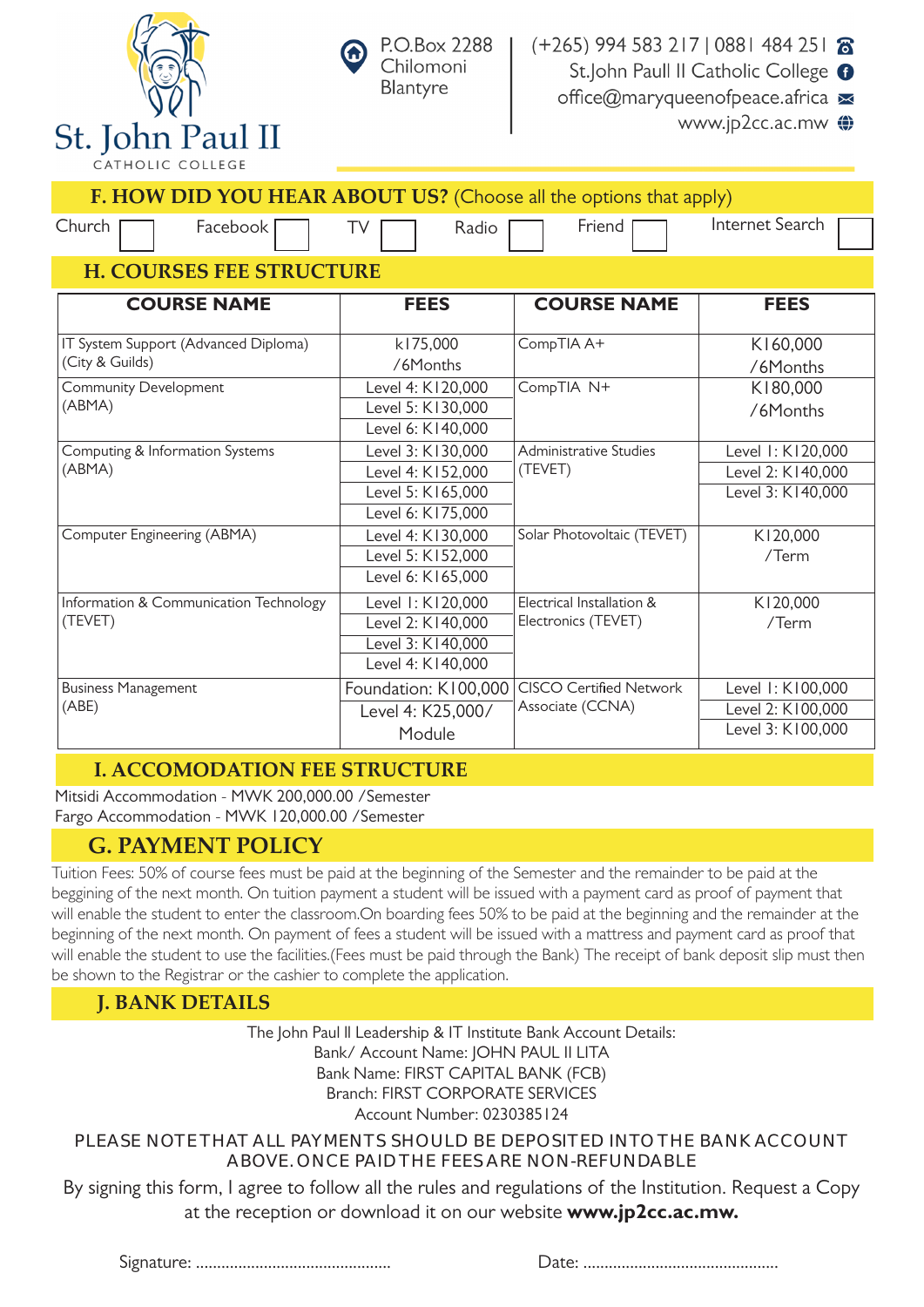St. John Paul II
CATHOLIC COLLEGE

P.O.Box 2288
Chilomoni
Blantyre

(+265) 994 583 217 | 0881 484 251
St.John Paull II Catholic College
office@maryqueenofpeace.africa
www.jp2cc.ac.mw

## F. HOW DID YOU HEAR ABOUT US? (Choose all the options that apply)

Church ☐ Facebook ☐ TV ☐ Radio ☐ Friend ☐ Internet Search ☐

## H. COURSES FEE STRUCTURE

| COURSE NAME | FEES | COURSE NAME | FEES |
|---|---|---|---|
| IT System Support (Advanced Diploma) (City & Guilds) | k175,000 /6Months | CompTIA A+ | K160,000 /6Months |
| Community Development (ABMA) | Level 4: K120,000<br>Level 5: K130,000<br>Level 6: K140,000 | CompTIA N+ | K180,000 /6Months |
| Computing & Information Systems (ABMA) | Level 3: K130,000<br>Level 4: K152,000<br>Level 5: K165,000<br>Level 6: K175,000 | Administrative Studies (TEVET) | Level 1: K120,000<br>Level 2: K140,000<br>Level 3: K140,000 |
| Computer Engineering (ABMA) | Level 4: K130,000<br>Level 5: K152,000<br>Level 6: K165,000 | Solar Photovoltaic (TEVET) | K120,000 /Term |
| Information & Communication Technology (TEVET) | Level 1: K120,000<br>Level 2: K140,000<br>Level 3: K140,000<br>Level 4: K140,000 | Electrical Installation & Electronics (TEVET) | K120,000 /Term |
| Business Management (ABE) | Foundation: K100,000<br>Level 4: K25,000/ Module | CISCO Certified Network Associate (CCNA) | Level 1: K100,000<br>Level 2: K100,000<br>Level 3: K100,000 |

## I. ACCOMODATION FEE STRUCTURE

Mitsidi Accommodation - MWK 200,000.00 /Semester
Fargo Accommodation - MWK 120,000.00 /Semester

## G. PAYMENT POLICY

Tuition Fees: 50% of course fees must be paid at the beginning of the Semester and the remainder to be paid at the beggining of the next month. On tuition payment a student will be issued with a payment card as proof of payment that will enable the student to enter the classroom.On boarding fees 50% to be paid at the beginning and the remainder at the beginning of the next month. On payment of fees a student will be issued with a mattress and payment card as proof that will enable the student to use the facilities.(Fees must be paid through the Bank) The receipt of bank deposit slip must then be shown to the Registrar or the cashier to complete the application.

## J. BANK DETAILS

The John Paul ll Leadership & IT Institute Bank Account Details:
Bank/ Account Name: JOHN PAUL II LITA
Bank Name: FIRST CAPITAL BANK (FCB)
Branch: FIRST CORPORATE SERVICES
Account Number: 0230385124

PLEASE NOTE THAT ALL PAYMENTS SHOULD BE DEPOSITED INTO THE BANK ACCOUNT ABOVE. ONCE PAID THE FEES ARE NON-REFUNDABLE

By signing this form, I agree to follow all the rules and regulations of the Institution. Request a Copy at the reception or download it on our website **www.jp2cc.ac.mw.**

Signature: .............................................. Date: ..............................................